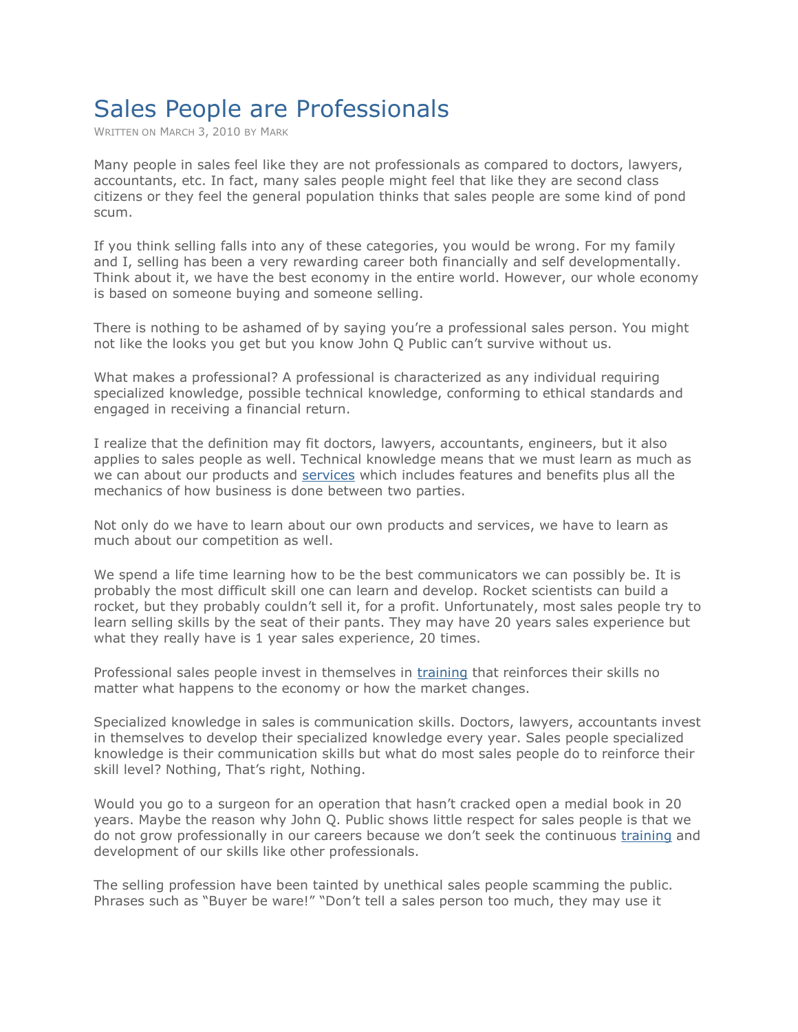# Sales People are Professionals

WRITTEN ON MARCH 3, 2010 BY MARK

Many people in sales feel like they are not professionals as compared to doctors, lawyers, accountants, etc. In fact, many sales people might feel that like they are second class citizens or they feel the general population thinks that sales people are some kind of pond scum.

If you think selling falls into any of these categories, you would be wrong. For my family and I, selling has been a very rewarding career both financially and self developmentally. Think about it, we have the best economy in the entire world. However, our whole economy is based on someone buying and someone selling.

There is nothing to be ashamed of by saying you're a professional sales person. You might not like the looks you get but you know John Q Public can't survive without us.

What makes a professional? A professional is characterized as any individual requiring specialized knowledge, possible technical knowledge, conforming to ethical standards and engaged in receiving a financial return.

I realize that the definition may fit doctors, lawyers, accountants, engineers, but it also applies to sales people as well. Technical knowledge means that we must learn as much as we can about our products and services which includes features and benefits plus all the mechanics of how business is done between two parties.

Not only do we have to learn about our own products and services, we have to learn as much about our competition as well.

We spend a life time learning how to be the best communicators we can possibly be. It is probably the most difficult skill one can learn and develop. Rocket scientists can build a rocket, but they probably couldn't sell it, for a profit. Unfortunately, most sales people try to learn selling skills by the seat of their pants. They may have 20 years sales experience but what they really have is 1 year sales experience, 20 times.

Professional sales people invest in themselves in training that reinforces their skills no matter what happens to the economy or how the market changes.

Specialized knowledge in sales is communication skills. Doctors, lawyers, accountants invest in themselves to develop their specialized knowledge every year. Sales people specialized knowledge is their communication skills but what do most sales people do to reinforce their skill level? Nothing, That's right, Nothing.

Would you go to a surgeon for an operation that hasn't cracked open a medial book in 20 years. Maybe the reason why John Q. Public shows little respect for sales people is that we do not grow professionally in our careers because we don't seek the continuous training and development of our skills like other professionals.

The selling profession have been tainted by unethical sales people scamming the public. Phrases such as "Buyer be ware!" "Don't tell a sales person too much, they may use it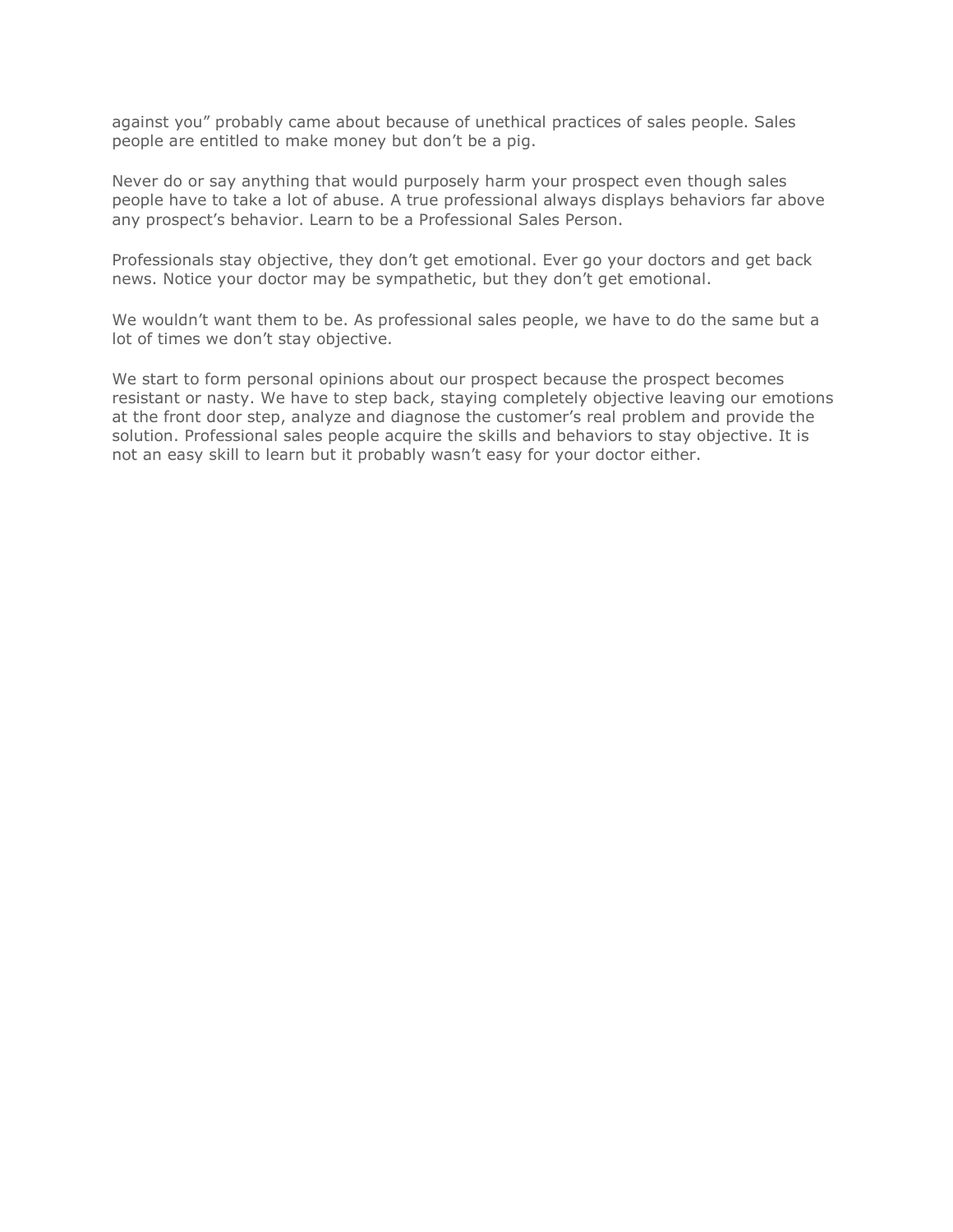against you" probably came about because of unethical practices of sales people. Sales people are entitled to make money but don't be a pig.

Never do or say anything that would purposely harm your prospect even though sales people have to take a lot of abuse. A true professional always displays behaviors far above any prospect's behavior. Learn to be a Professional Sales Person.

Professionals stay objective, they don't get emotional. Ever go your doctors and get back news. Notice your doctor may be sympathetic, but they don't get emotional.

We wouldn't want them to be. As professional sales people, we have to do the same but a lot of times we don't stay objective.

We start to form personal opinions about our prospect because the prospect becomes resistant or nasty. We have to step back, staying completely objective leaving our emotions at the front door step, analyze and diagnose the customer's real problem and provide the solution. Professional sales people acquire the skills and behaviors to stay objective. It is not an easy skill to learn but it probably wasn't easy for your doctor either.